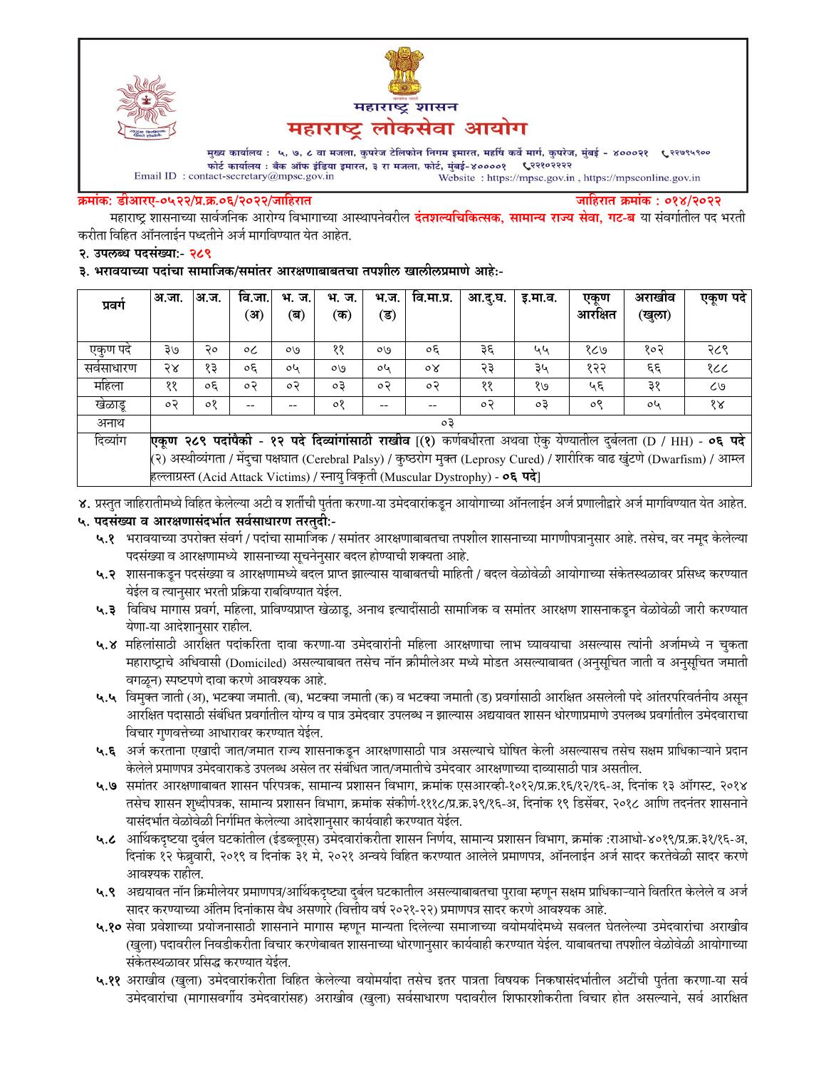# महाराष्ट्र शासन

# महाराष्ट्र लोकसेवा आयोग

मुख्य कार्यालय : ५, ७, ८ वा मजला, कुपरेज टेलिफोन निगम इमारत, महर्षि कर्वे मार्ग, कुपरेज, मुंबई - ४०००२१ ☎२२७९५९००
फोर्ट कार्यालय : बँक ऑफ इंडिया इमारत, ३ रा मजला, फोर्ट, मुंबई-४००००१ ☎२२१०२२२२
Email ID : contact-secretary@mpsc.gov.in
Website : https://mpsc.gov.in , https://mpsconline.gov.in

**क्रमांक: डीआरए-०५२२/प्र.क्र.०६/२०२२/जाहिरात** **जाहिरात क्रमांक : ०१४/२०२२**

महाराष्ट्र शासनाच्या सार्वजनिक आरोग्य विभागाच्या आस्थापनेवरील **दंतशल्यचिकित्सक, सामान्य राज्य सेवा, गट-ब** या संवर्गातील पद भरती करीता विहित ऑनलाईन पध्दतीने अर्ज मागविण्यात येत आहेत.

**२. उपलब्ध पदसंख्या:- २८९**

**३. भरावयाच्या पदांचा सामाजिक/समांतर आरक्षणाबाबतचा तपशील खालीलप्रमाणे आहे:-**

| प्रवर्ग | अ.जा. | अ.ज. | वि.जा. (अ) | भ. ज. (ब) | भ. ज. (क) | भ.ज. (ड) | वि.मा.प्र. | आ.दु.घ. | इ.मा.व. | एकूण आरक्षित | अराखीव (खुला) | एकूण पदे |
|---|---|---|---|---|---|---|---|---|---|---|---|---|
| एकुण पदे | ३७ | २० | ०८ | ०७ | ११ | ०७ | ०६ | ३६ | ५५ | १८७ | १०२ | २८९ |
| सर्वसाधारण | २४ | १३ | ०६ | ०५ | ०७ | ०५ | ०४ | २३ | ३५ | १२२ | ६६ | १८८ |
| महिला | ११ | ०६ | ०२ | ०२ | ०३ | ०२ | ०२ | ११ | १७ | ५६ | ३१ | ८७ |
| खेळाडू | ०२ | ०१ | -- | -- | ०१ | -- | -- | ०२ | ०३ | ०९ | ०५ | १४ |
| अनाथ | ०३ | | | | | | | | | | | |
| दिव्यांग | **एकूण २८९ पदांपैकी - १२ पदे दिव्यांगांसाठी राखीव** [(१) कर्णबधीरता अथवा ऐकु येण्यातील दुर्बलता (D / HH) - **०६ पदे** (२) अस्थीव्यंगता / मेंदुचा पक्षघात (Cerebral Palsy) / कुष्ठरोग मुक्त (Leprosy Cured) / शारीरिक वाढ खुंटणे (Dwarfism) / आम्ल हल्लाग्रस्त (Acid Attack Victims) / स्नायु विकृती (Muscular Dystrophy) - **०६ पदे**] | | | | | | | | | | | |

४. प्रस्तुत जाहिरातीमध्ये विहित केलेल्या अटी व शर्तीची पुर्तता करणा-या उमेदवारांकडून आयोगाच्या ऑनलाईन अर्ज प्रणालीद्वारे अर्ज मागविण्यात येत आहेत.

**५. पदसंख्या व आरक्षणासंदर्भात सर्वसाधारण तरतुदी:-**

**५.१** भरावयाच्या उपरोक्त संवर्ग / पदांचा सामाजिक / समांतर आरक्षणाबाबतचा तपशील शासनाच्या मागणीपत्रानुसार आहे. तसेच, वर नमूद केलेल्या पदसंख्या व आरक्षणामध्ये शासनाच्या सूचनेनुसार बदल होण्याची शक्यता आहे.

**५.२** शासनाकडून पदसंख्या व आरक्षणामध्ये बदल प्राप्त झाल्यास याबाबतची माहिती / बदल वेळोवेळी आयोगाच्या संकेतस्थळावर प्रसिध्द करण्यात येईल व त्यानुसार भरती प्रक्रिया राबविण्यात येईल.

**५.३** विविध मागास प्रवर्ग, महिला, प्राविण्यप्राप्त खेळाडू, अनाथ इत्यादींसाठी सामाजिक व समांतर आरक्षण शासनाकडून वेळोवेळी जारी करण्यात येणा-या आदेशानुसार राहील.

**५.४** महिलांसाठी आरक्षित पदांकरिता दावा करणा-या उमेदवारांनी महिला आरक्षणाचा लाभ घ्यावयाचा असल्यास त्यांनी अर्जामध्ये न चुकता महाराष्ट्राचे अधिवासी (Domiciled) असल्याबाबत तसेच नॉन क्रीमीलेअर मध्ये मोडत असल्याबाबत (अनुसूचित जाती व अनुसूचित जमाती वगळून) स्पष्टपणे दावा करणे आवश्यक आहे.

**५.५** विमुक्त जाती (अ), भटक्या जमाती. (ब), भटक्या जमाती (क) व भटक्या जमाती (ड) प्रवर्गासाठी आरक्षित असलेली पदे आंतरपरिवर्तनीय असून आरक्षित पदासाठी संबंधित प्रवर्गातील योग्य व पात्र उमेदवार उपलब्ध न झाल्यास अद्ययावत शासन धोरणाप्रमाणे उपलब्ध प्रवर्गातील उमेदवाराचा विचार गुणवत्तेच्या आधारावर करण्यात येईल.

**५.६** अर्ज करताना एखादी जात/जमात राज्य शासनाकडून आरक्षणासाठी पात्र असल्याचे घोषित केली असल्यासच तसेच सक्षम प्राधिकाऱ्याने प्रदान केलेले प्रमाणपत्र उमेदवाराकडे उपलब्ध असेल तर संबंधित जात/जमातीचे उमेदवार आरक्षणाच्या दाव्यासाठी पात्र असतील.

**५.७** समांतर आरक्षणाबाबत शासन परिपत्रक, सामान्य प्रशासन विभाग, क्रमांक एसआरव्ही-१०१२/प्र.क्र.१६/१२/१६-अ, दिनांक १३ ऑगस्ट, २०१४ तसेच शासन शुध्दीपत्रक, सामान्य प्रशासन विभाग, क्रमांक संकीर्ण-१११८/प्र.क्र.३९/१६-अ, दिनांक १९ डिसेंबर, २०१८ आणि तदनंतर शासनाने यासंदर्भात वेळोवेळी निर्गमित केलेल्या आदेशानुसार कार्यवाही करण्यात येईल.

**५.८** आर्थिकदृष्टया दुर्बल घटकांतील (ईडब्लूएस) उमेदवारांकरीता शासन निर्णय, सामान्य प्रशासन विभाग, क्रमांक :राआधो-४०१९/प्र.क्र.३१/१६-अ, दिनांक १२ फेब्रुवारी, २०१९ व दिनांक ३१ मे, २०२१ अन्वये विहित करण्यात आलेले प्रमाणपत्र, ऑनलाईन अर्ज सादर करतेवेळी सादर करणे आवश्यक राहील.

**५.९** अद्ययावत नॉन क्रिमीलेयर प्रमाणपत्र/आर्थिकदृष्ट्या दुर्बल घटकातील असल्याबाबतचा पुरावा म्हणून सक्षम प्राधिकाऱ्याने वितरित केलेले व अर्ज सादर करण्याच्या अंतिम दिनांकास वैध असणारे (वित्तीय वर्ष २०२१-२२) प्रमाणपत्र सादर करणे आवश्यक आहे.

**५.१०** सेवा प्रवेशाच्या प्रयोजनासाठी शासनाने मागास म्हणून मान्यता दिलेल्या समाजाच्या वयोमर्यादेमध्ये सवलत घेतलेल्या उमेदवारांचा अराखीव (खुला) पदावरील निवडीकरीता विचार करणेबाबत शासनाच्या धोरणानुसार कार्यवाही करण्यात येईल. याबाबतचा तपशील वेळोवेळी आयोगाच्या संकेतस्थळावर प्रसिद्ध करण्यात येईल.

**५.११** अराखीव (खुला) उमेदवारांकरीता विहित केलेल्या वयोमर्यादा तसेच इतर पात्रता विषयक निकषासंदर्भातील अटींची पुर्तता करणा-या सर्व उमेदवारांचा (मागासवर्गीय उमेदवारांसह) अराखीव (खुला) सर्वसाधारण पदावरील शिफारशीकरीता विचार होत असल्याने, सर्व आरक्षित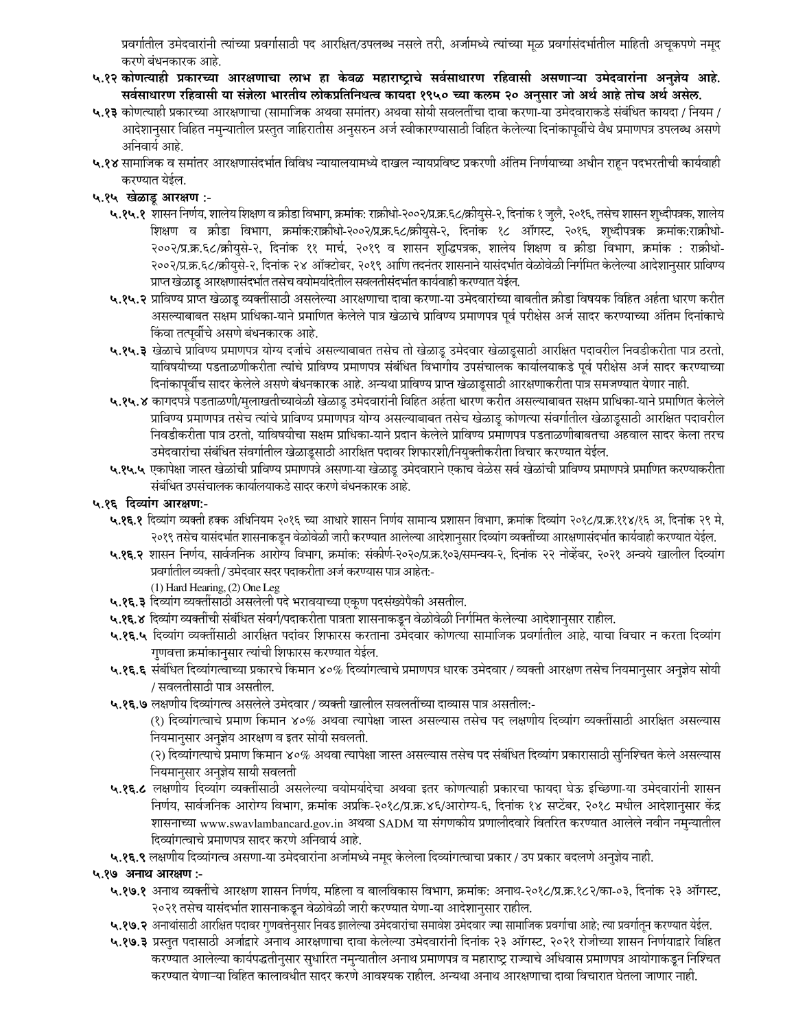प्रवर्गातील उमेदवारांनी त्यांच्या प्रवर्गासाठी पद आरक्षित/उपलब्ध नसले तरी, अर्जामध्ये त्यांच्या मूळ प्रवर्गासंदर्भातील माहिती अचूकपणे नमूद करणे बंधनकारक आहे.

**५.१२ कोणत्याही प्रकारच्या आरक्षणाचा लाभ हा केवळ महाराष्ट्राचे सर्वसाधारण रहिवासी असणाऱ्या उमेदवारांना अनुज्ञेय आहे. सर्वसाधारण रहिवासी या संज्ञेला भारतीय लोकप्रतिनिधत्व कायदा १९५० च्या कलम २० अनुसार जो अर्थ आहे तोच अर्थ असेल.**

**५.१३** कोणत्याही प्रकारच्या आरक्षणाचा (सामाजिक अथवा समांतर) अथवा सोयी सवलतींचा दावा करणा-या उमेदवाराकडे संबंधित कायदा / नियम / आदेशानुसार विहित नमुन्यातील प्रस्तुत जाहिरातीस अनुसरुन अर्ज स्वीकारण्यासाठी विहित केलेल्या दिनांकापूर्वीचे वैध प्रमाणपत्र उपलब्ध असणे अनिवार्य आहे.

**५.१४** सामाजिक व समांतर आरक्षणासंदर्भात विविध न्यायालयामध्ये दाखल न्यायप्रविष्ट प्रकरणी अंतिम निर्णयाच्या अधीन राहून पदभरतीची कार्यवाही करण्यात येईल.

**५.१५ खेळाडू आरक्षण :-**

**५.१५.१** शासन निर्णय, शालेय शिक्षण व क्रीडा विभाग, क्रमांक: राक्रीधो-२००२/प्र.क्र.६८/क्रीयुसे-२, दिनांक १ जुलै, २०१६, तसेच शासन शुध्दीपत्रक, शालेय शिक्षण व क्रीडा विभाग, क्रमांक:राक्रीधो-२००२/प्र.क्र.६८/क्रीयुसे-२, दिनांक १८ ऑगस्ट, २०१६, शुध्दीपत्रक क्रमांक:राक्रीधो-२००२/प्र.क्र.६८/क्रीयुसे-२, दिनांक ११ मार्च, २०१९ व शासन शुद्धिपत्रक, शालेय शिक्षण व क्रीडा विभाग, क्रमांक : राक्रीधो-२००२/प्र.क्र.६८/क्रीयुसे-२, दिनांक २४ ऑक्टोबर, २०१९ आणि तदनंतर शासनाने यासंदर्भात वेळोवेळी निर्गमित केलेल्या आदेशानुसार प्राविण्य प्राप्त खेळाडू आरक्षणासंदर्भात तसेच वयोमर्यादेतील सवलतीसंदर्भात कार्यवाही करण्यात येईल.

**५.१५.२** प्राविण्य प्राप्त खेळाडू व्यक्तींसाठी असलेल्या आरक्षणाचा दावा करणा-या उमेदवारांच्या बाबतीत क्रीडा विषयक विहित अर्हता धारण करीत असल्याबाबत सक्षम प्राधिका-याने प्रमाणित केलेले पात्र खेळाचे प्राविण्य प्रमाणपत्र पूर्व परीक्षेस अर्ज सादर करण्याच्या अंतिम दिनांकाचे किंवा तत्पूर्वीचे असणे बंधनकारक आहे.

**५.१५.३** खेळाचे प्राविण्य प्रमाणपत्र योग्य दर्जाचे असल्याबाबत तसेच तो खेळाडू उमेदवार खेळाडूसाठी आरक्षित पदावरील निवडीकरीता पात्र ठरतो, याविषयीच्या पडताळणीकरीता त्यांचे प्राविण्य प्रमाणपत्र संबंधित विभागीय उपसंचालक कार्यालयाकडे पूर्व परीक्षेस अर्ज सादर करण्याच्या दिनांकापूर्वीच सादर केलेले असणे बंधनकारक आहे. अन्यथा प्राविण्य प्राप्त खेळाडूसाठी आरक्षणाकरीता पात्र समजण्यात येणार नाही.

**५.१५.४** कागदपत्रे पडताळणी/मुलाखतीच्यावेळी खेळाडू उमेदवारांनी विहित अर्हता धारण करीत असल्याबाबत सक्षम प्राधिका-याने प्रमाणित केलेले प्राविण्य प्रमाणपत्र तसेच त्यांचे प्राविण्य प्रमाणपत्र योग्य असल्याबाबत तसेच खेळाडू कोणत्या संवर्गातील खेळाडूसाठी आरक्षित पदावरील निवडीकरीता पात्र ठरतो, याविषयीचा सक्षम प्राधिका-याने प्रदान केलेले प्राविण्य प्रमाणपत्र पडताळणीबाबतचा अहवाल सादर केला तरच उमेदवारांचा संबंधित संवर्गातील खेळाडूसाठी आरक्षित पदावर शिफारशी/नियुक्तीकरीता विचार करण्यात येईल.

**५.१५.५** एकापेक्षा जास्त खेळांची प्राविण्य प्रमाणपत्रे असणा-या खेळाडू उमेदवाराने एकाच वेळेस सर्व खेळांची प्राविण्य प्रमाणपत्रे प्रमाणित करण्याकरीता संबंधित उपसंचालक कार्यालयाकडे सादर करणे बंधनकारक आहे.

**५.१६ दिव्यांग आरक्षण:-**

**५.१६.१** दिव्यांग व्यक्ती हक्क अधिनियम २०१६ च्या आधारे शासन निर्णय सामान्य प्रशासन विभाग, क्रमांक दिव्यांग २०१८/प्र.क्र.११४/१६ अ, दिनांक २९ मे, २०१९ तसेच यासंदर्भात शासनाकडून वेळोवेळी जारी करण्यात आलेल्या आदेशानुसार दिव्यांग व्यक्तींच्या आरक्षणासंदर्भात कार्यवाही करण्यात येईल.

**५.१६.२** शासन निर्णय, सार्वजनिक आरोग्य विभाग, क्रमांक: संकीर्ण-२०२०/प्र.क्र.१०३/समन्वय-२, दिनांक २२ नोव्हेंबर, २०२१ अन्वये खालील दिव्यांग प्रवर्गातील व्यक्ती / उमेदवार सदर पदाकरीता अर्ज करण्यास पात्र आहेत:-

(1) Hard Hearing, (2) One Leg

**५.१६.३** दिव्यांग व्यक्तींसाठी असलेली पदे भरावयाच्या एकूण पदसंख्येपैकी असतील.

**५.१६.४** दिव्यांग व्यक्तींची संबंधित संवर्ग/पदाकरीता पात्रता शासनाकडून वेळोवेळी निर्गमित केलेल्या आदेशानुसार राहील.

**५.१६.५** दिव्यांग व्यक्तींसाठी आरक्षित पदांवर शिफारस करताना उमेदवार कोणत्या सामाजिक प्रवर्गातील आहे, याचा विचार न करता दिव्यांग गुणवत्ता क्रमांकानुसार त्यांची शिफारस करण्यात येईल.

**५.१६.६** संबंधित दिव्यांगत्वाच्या प्रकारचे किमान ४०% दिव्यांगत्वाचे प्रमाणपत्र धारक उमेदवार / व्यक्ती आरक्षण तसेच नियमानुसार अनुज्ञेय सोयी / सवलतीसाठी पात्र असतील.

**५.१६.७** लक्षणीय दिव्यांगत्व असलेले उमेदवार / व्यक्ती खालील सवलतींच्या दाव्यास पात्र असतील:-

(१) दिव्यांगत्वाचे प्रमाण किमान ४०% अथवा त्यापेक्षा जास्त असल्यास तसेच पद लक्षणीय दिव्यांग व्यक्तींसाठी आरक्षित असल्यास नियमानुसार अनुज्ञेय आरक्षण व इतर सोयी सवलती.

(२) दिव्यांगत्याचे प्रमाण किमान ४०% अथवा त्यापेक्षा जास्त असल्यास तसेच पद संबंधित दिव्यांग प्रकारासाठी सुनिश्चित केले असल्यास नियमानुसार अनुज्ञेय सायी सवलती

**५.१६.८** लक्षणीय दिव्यांग व्यक्तींसाठी असलेल्या वयोमर्यादेचा अथवा इतर कोणत्याही प्रकारचा फायदा घेऊ इच्छिणा-या उमेदवारांनी शासन निर्णय, सार्वजनिक आरोग्य विभाग, क्रमांक अप्रकि-२०१८/प्र.क्र.४६/आरोग्य-६, दिनांक १४ सप्टेंबर, २०१८ मधील आदेशानुसार केंद्र शासनाच्या www.swavlambancard.gov.in अथवा SADM या संगणकीय प्रणालीदवारे वितरित करण्यात आलेले नवीन नमुन्यातील दिव्यांगत्वाचे प्रमाणपत्र सादर करणे अनिवार्य आहे.

**५.१६.९** लक्षणीय दिव्यांगत्व असणा-या उमेदवारांना अर्जामध्ये नमूद केलेला दिव्यांगत्वाचा प्रकार / उप प्रकार बदलणे अनुज्ञेय नाही.

**५.१७ अनाथ आरक्षण :-**

**५.१७.१** अनाथ व्यक्तींचे आरक्षण शासन निर्णय, महिला व बालविकास विभाग, क्रमांक: अनाथ-२०१८/प्र.क्र.१८२/का-०३, दिनांक २३ ऑगस्ट, २०२१ तसेच यासंदर्भात शासनाकडून वेळोवेळी जारी करण्यात येणा-या आदेशानुसार राहील.

**५.१७.२** अनाथांसाठी आरक्षित पदावर गुणवत्तेनुसार निवड झालेल्या उमेदवारांचा समावेश उमेदवार ज्या सामाजिक प्रवर्गाचा आहे; त्या प्रवर्गातून करण्यात येईल.

**५.१७.३** प्रस्तुत पदासाठी अर्जाद्वारे अनाथ आरक्षणाचा दावा केलेल्या उमेदवारांनी दिनांक २३ ऑगस्ट, २०२१ रोजीच्या शासन निर्णयाद्वारे विहित करण्यात आलेल्या कार्यपद्धतीनुसार सुधारित नमुन्यातील अनाथ प्रमाणपत्र व महाराष्ट्र राज्याचे अधिवास प्रमाणपत्र आयोगाकडून निश्चित करण्यात येणाऱ्या विहित कालावधीत सादर करणे आवश्यक राहील. अन्यथा अनाथ आरक्षणाचा दावा विचारात घेतला जाणार नाही.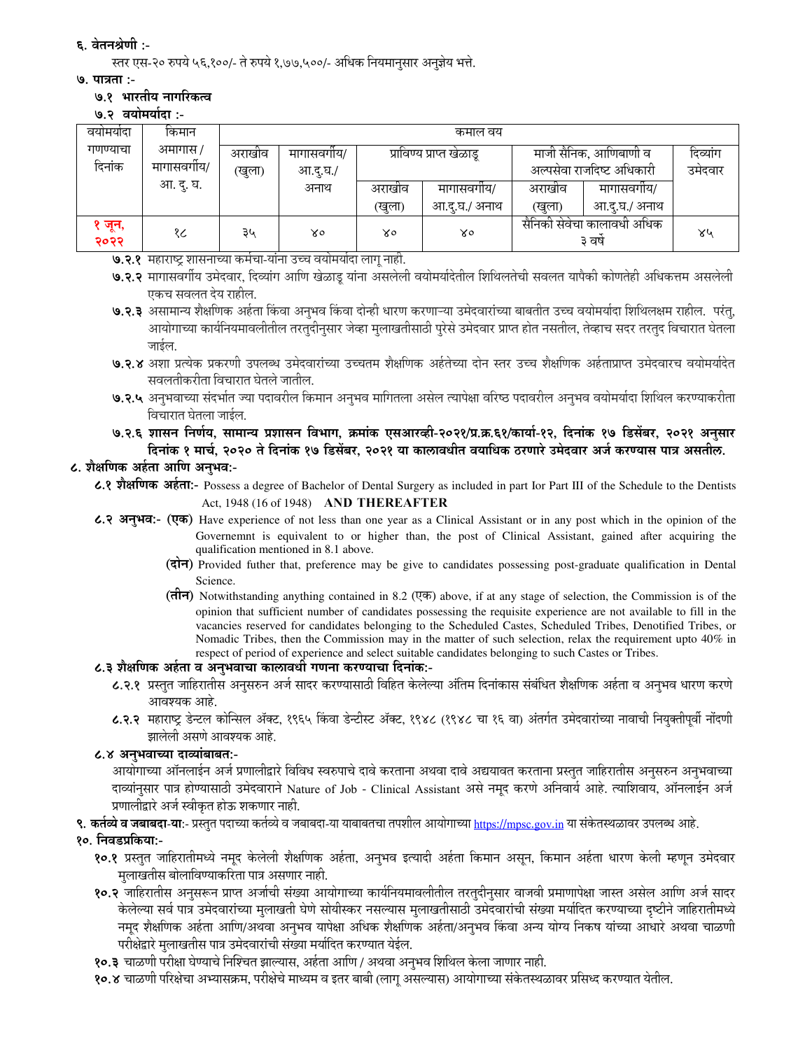**६. वेतनश्रेणी :-**

स्तर एस-२० रुपये ५६,१००/- ते रुपये १,७७,५००/- अधिक नियमानुसार अनुज्ञेय भत्ते.

**७. पात्रता :-**

**७.१ भारतीय नागरिकत्व**

**७.२ वयोमर्यादा :-**

| वयोमर्यादा गणण्याचा दिनांक | किमान अमागास / मागासवर्गीय/ आ. दु. घ. | कमाल वय | | | | | | |
|---|---|---|---|---|---|---|---|---|
| | | अराखीव (खुला) | मागासवर्गीय/ आ.दु.घ./ अनाथ | प्राविण्य प्राप्त खेळाडू | | माजी सैनिक, आणिबाणी व अल्पसेवा राजदिष्ट अधिकारी | | दिव्यांग उमेदवार |
| | | | | अराखीव (खुला) | मागासवर्गीय/ आ.दु.घ./ अनाथ | अराखीव (खुला) | मागासवर्गीय/ आ.दु.घ./ अनाथ | |
| १ जून, २०२२ | १८ | ३५ | ४० | ४० | ४० | सैनिकी सेवेचा कालावधी अधिक ३ वर्षे | | ४५ |

**७.२.१** महाराष्ट्र शासनाच्या कर्मचा-यांना उच्च वयोमर्यादा लागू नाही.

**७.२.२** मागासवर्गीय उमेदवार, दिव्यांग आणि खेळाडू यांना असलेली वयोमर्यादेतील शिथिलतेची सवलत यापैकी कोणतेही अधिकत्तम असलेली एकच सवलत देय राहील.

**७.२.३** असामान्य शैक्षणिक अर्हता किंवा अनुभव किंवा दोन्ही धारण करणाऱ्या उमेदवारांच्या बाबतीत उच्च वयोमर्यादा शिथिलक्षम राहील. परंतु, आयोगाच्या कार्यनियमावलीतील तरतुदीनुसार जेव्हा मुलाखतीसाठी पुरेसे उमेदवार प्राप्त होत नसतील, तेव्हाच सदर तरतुद विचारात घेतला जाईल.

**७.२.४** अशा प्रत्येक प्रकरणी उपलब्ध उमेदवारांच्या उच्चतम शैक्षणिक अर्हतेच्या दोन स्तर उच्च शैक्षणिक अर्हताप्राप्त उमेदवारच वयोमर्यादेत सवलतीकरीता विचारात घेतले जातील.

**७.२.५** अनुभवाच्या संदर्भात ज्या पदावरील किमान अनुभव मागितला असेल त्यापेक्षा वरिष्ठ पदावरील अनुभव वयोमर्यादा शिथिल करण्याकरीता विचारात घेतला जाईल.

**७.२.६ शासन निर्णय, सामान्य प्रशासन विभाग, क्रमांक एसआरव्ही-२०२१/प्र.क्र.६१/कार्या-१२, दिनांक १७ डिसेंबर, २०२१ अनुसार दिनांक १ मार्च, २०२० ते दिनांक १७ डिसेंबर, २०२१ या कालावधीत वयाधिक ठरणारे उमेदवार अर्ज करण्यास पात्र असतील.**

**८. शैक्षणिक अर्हता आणि अनुभव:-**

**८.१ शैक्षणिक अर्हता:-** Possess a degree of Bachelor of Dental Surgery as included in part Ior Part III of the Schedule to the Dentists Act, 1948 (16 of 1948) **AND THEREAFTER**

**८.२ अनुभव:- (एक)** Have experience of not less than one year as a Clinical Assistant or in any post which in the opinion of the Governemnt is equivalent to or higher than, the post of Clinical Assistant, gained after acquiring the qualification mentioned in 8.1 above.

**(दोन)** Provided futher that, preference may be give to candidates possessing post-graduate qualification in Dental Science.

**(तीन)** Notwithstanding anything contained in 8.2 (एक) above, if at any stage of selection, the Commission is of the opinion that sufficient number of candidates possessing the requisite experience are not available to fill in the vacancies reserved for candidates belonging to the Scheduled Castes, Scheduled Tribes, Denotified Tribes, or Nomadic Tribes, then the Commission may in the matter of such selection, relax the requirement upto 40% in respect of period of experience and select suitable candidates belonging to such Castes or Tribes.

**८.३ शैक्षणिक अर्हता व अनुभवाचा कालावधी गणना करण्याचा दिनांक:-**

८.३.१ प्रस्तुत जाहिरातीस अनुसरुन अर्ज सादर करण्यासाठी विहित केलेल्या अंतिम दिनांकास संबंधित शैक्षणिक अर्हता व अनुभव धारण करणे आवश्यक आहे.

८.३.२ महाराष्ट्र डेन्टल कोन्सिल ॲक्ट, १९६५ किंवा डेन्टीस्ट ॲक्ट, १९४८ (१९४८ चा १६ वा) अंतर्गत उमेदवारांच्या नावाची नियुक्तीपूर्वी नोंदणी झालेली असणे आवश्यक आहे.

**८.४ अनुभवाच्या दाव्यांबाबत:-**

आयोगाच्या ऑनलाईन अर्ज प्रणालीद्वारे विविध स्वरुपाचे दावे करताना अथवा दावे अद्ययावत करताना प्रस्तुत जाहिरातीस अनुसरुन अनुभवाच्या दाव्यांनुसार पात्र होण्यासाठी उमेदवाराने Nature of Job - Clinical Assistant असे नमूद करणे अनिवार्य आहे. त्याशिवाय, ऑनलाईन अर्ज प्रणालीद्वारे अर्ज स्वीकृत होऊ शकणार नाही.

**९. कर्तव्ये व जबाबदा-या:-** प्रस्तुत पदाच्या कर्तव्ये व जबाबदा-या याबाबतचा तपशील आयोगाच्या https://mpsc.gov.in या संकेतस्थळावर उपलब्ध आहे.

**१०. निवडप्रकिया:-**

**१०.१** प्रस्तुत जाहिरातीमध्ये नमूद केलेली शैक्षणिक अर्हता, अनुभव इत्यादी अर्हता किमान असून, किमान अर्हता धारण केली म्हणून उमेदवार मुलाखतीस बोलाविण्याकरिता पात्र असणार नाही.

**१०.२** जाहिरातीस अनुसरून प्राप्त अर्जांची संख्या आयोगाच्या कार्यनियमावलीतील तरतुदीनुसार वाजवी प्रमाणापेक्षा जास्त असेल आणि अर्ज सादर केलेल्या सर्व पात्र उमेदवारांच्या मुलाखती घेणे सोयीस्कर नसल्यास मुलाखतीसाठी उमेदवारांची संख्या मर्यादित करण्याच्या दृष्टीने जाहिरातीमध्ये नमूद शैक्षणिक अर्हता आणि/अथवा अनुभव यापेक्षा अधिक शैक्षणिक अर्हता/अनुभव किंवा अन्य योग्य निकष यांच्या आधारे अथवा चाळणी परीक्षेद्वारे मुलाखतीस पात्र उमेदवारांची संख्या मर्यादित करण्यात येईल.

**१०.३** चाळणी परीक्षा घेण्याचे निश्चित झाल्यास, अर्हता आणि / अथवा अनुभव शिथिल केला जाणार नाही.

**१०.४** चाळणी परिक्षेचा अभ्यासक्रम, परीक्षेचे माध्यम व इतर बाबी (लागू असल्यास) आयोगाच्या संकेतस्थळावर प्रसिध्द करण्यात येतील.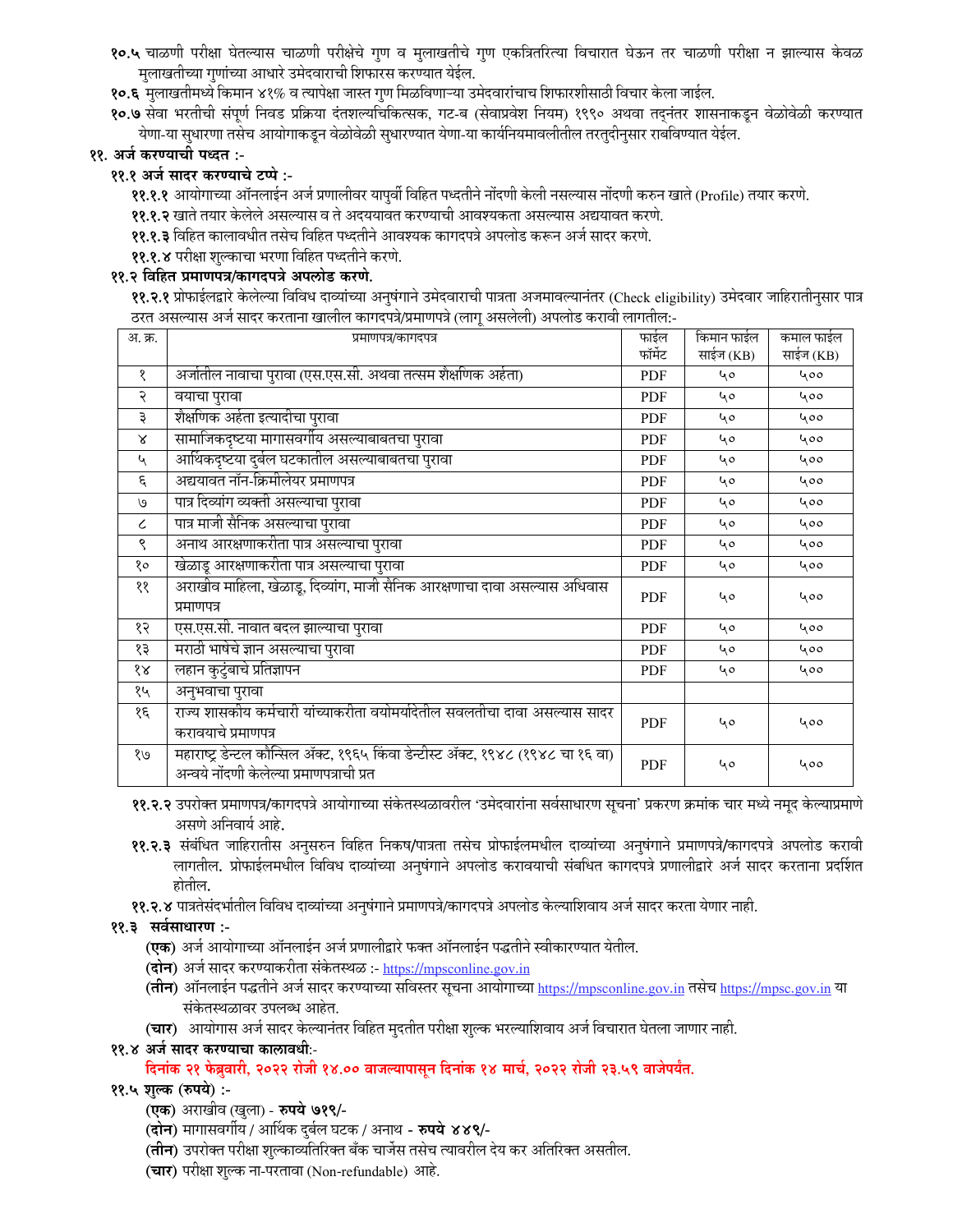**१०.५** चाळणी परीक्षा घेतल्यास चाळणी परीक्षेचे गुण व मुलाखतीचे गुण एकत्रितरित्या विचारात घेऊन तर चाळणी परीक्षा न झाल्यास केवळ मुलाखतीच्या गुणांच्या आधारे उमेदवाराची शिफारस करण्यात येईल.

**१०.६** मुलाखतीमध्ये किमान ४१% व त्यापेक्षा जास्त गुण मिळविणाऱ्या उमेदवारांचाच शिफारशीसाठी विचार केला जाईल.

**१०.७** सेवा भरतीची संपूर्ण निवड प्रक्रिया दंतशल्यचिकित्सक, गट-ब (सेवाप्रवेश नियम) १९९० अथवा तद्नंतर शासनाकडून वेळोवेळी करण्यात येणा-या सुधारणा तसेच आयोगाकडून वेळोवेळी सुधारण्यात येणा-या कार्यनियमावलीतील तरतुदीनुसार राबविण्यात येईल.

## ११. अर्ज करण्याची पध्दत :-

### ११.१ अर्ज सादर करण्याचे टप्पे :-

**११.१.१** आयोगाच्या ऑनलाईन अर्ज प्रणालीवर यापुर्वी विहित पध्दतीने नोंदणी केली नसल्यास नोंदणी करुन खाते (Profile) तयार करणे.

**११.१.२** खाते तयार केलेले असल्यास व ते अदययावत करण्याची आवश्यकता असल्यास अद्ययावत करणे.

**११.१.३** विहित कालावधीत तसेच विहित पध्दतीने आवश्यक कागदपत्रे अपलोड करून अर्ज सादर करणे.

**११.१.४** परीक्षा शुल्काचा भरणा विहित पध्दतीने करणे.

### ११.२ विहित प्रमाणपत्र/कागदपत्रे अपलोड करणे.

**११.२.१** प्रोफाईलद्वारे केलेल्या विविध दाव्यांच्या अनुषंगाने उमेदवाराची पात्रता अजमावल्यानंतर (Check eligibility) उमेदवार जाहिरातीनुसार पात्र ठरत असल्यास अर्ज सादर करताना खालील कागदपत्रे/प्रमाणपत्रे (लागू असलेली) अपलोड करावी लागतील:-

| अ. क्र. | प्रमाणपत्र/कागदपत्र | फाईल फॉर्मेट | किमान फाईल साईज (KB) | कमाल फाईल साईज (KB) |
|---|---|---|---|---|
| १ | अर्जातील नावाचा पुरावा (एस.एस.सी. अथवा तत्सम शैक्षणिक अर्हता) | PDF | ५० | ५०० |
| २ | वयाचा पुरावा | PDF | ५० | ५०० |
| ३ | शैक्षणिक अर्हता इत्यादीचा पुरावा | PDF | ५० | ५०० |
| ४ | सामाजिकदृष्टया मागासवर्गीय असल्याबाबतचा पुरावा | PDF | ५० | ५०० |
| ५ | आर्थिकदृष्टया दुर्बल घटकातील असल्याबाबतचा पुरावा | PDF | ५० | ५०० |
| ६ | अद्ययावत नॉन-क्रिमीलेयर प्रमाणपत्र | PDF | ५० | ५०० |
| ७ | पात्र दिव्यांग व्यक्ती असल्याचा पुरावा | PDF | ५० | ५०० |
| ८ | पात्र माजी सैनिक असल्याचा पुरावा | PDF | ५० | ५०० |
| ९ | अनाथ आरक्षणाकरीता पात्र असल्याचा पुरावा | PDF | ५० | ५०० |
| १० | खेळाडू आरक्षणाकरीता पात्र असल्याचा पुरावा | PDF | ५० | ५०० |
| ११ | अराखीव महिला, खेळाडू, दिव्यांग, माजी सैनिक आरक्षणाचा दावा असल्यास अधिवास प्रमाणपत्र | PDF | ५० | ५०० |
| १२ | एस.एस.सी. नावात बदल झाल्याचा पुरावा | PDF | ५० | ५०० |
| १३ | मराठी भाषेचे ज्ञान असल्याचा पुरावा | PDF | ५० | ५०० |
| १४ | लहान कुटुंबाचे प्रतिज्ञापन | PDF | ५० | ५०० |
| १५ | अनुभवाचा पुरावा | | | |
| १६ | राज्य शासकीय कर्मचारी यांच्याकरीता वयोमर्यादेतील सवलतीचा दावा असल्यास सादर करावयाचे प्रमाणपत्र | PDF | ५० | ५०० |
| १७ | महाराष्ट्र डेन्टल कौन्सिल अॅक्ट, १९६५ किंवा डेन्टीस्ट अॅक्ट, १९४८ (१९४८ चा १६ वा) अन्वये नोंदणी केलेल्या प्रमाणपत्राची प्रत | PDF | ५० | ५०० |

**११.२.२** उपरोक्त प्रमाणपत्र/कागदपत्रे आयोगाच्या संकेतस्थळावरील 'उमेदवारांना सर्वसाधारण सूचना' प्रकरण क्रमांक चार मध्ये नमूद केल्याप्रमाणे असणे अनिवार्य आहे.

**११.२.३** संबंधित जाहिरातीस अनुसरुन विहित निकष/पात्रता तसेच प्रोफाईलमधील दाव्यांच्या अनुषंगाने प्रमाणपत्रे/कागदपत्रे अपलोड करावी लागतील. प्रोफाईलमधील विविध दाव्यांच्या अनुषंगाने अपलोड करावयाची संबधित कागदपत्रे प्रणालीद्वारे अर्ज सादर करताना प्रदर्शित होतील.

**११.२.४** पात्रतेसंदर्भातील विविध दाव्यांच्या अनुषंगाने प्रमाणपत्र/कागदपत्रे अपलोड केल्याशिवाय अर्ज सादर करता येणार नाही.

### ११.३ सर्वसाधारण :-

**(एक)** अर्ज आयोगाच्या ऑनलाईन अर्ज प्रणालीद्वारे फक्त ऑनलाईन पद्धतीने स्वीकारण्यात येतील.

**(दोन)** अर्ज सादर करण्याकरीता संकेतस्थळ :- https://mpsconline.gov.in

**(तीन)** ऑनलाईन पद्धतीने अर्ज सादर करण्याच्या सविस्तर सूचना आयोगाच्या https://mpsconline.gov.in तसेच https://mpsc.gov.in या संकेतस्थळावर उपलब्ध आहेत.

**(चार)** आयोगास अर्ज सादर केल्यानंतर विहित मुदतीत परीक्षा शुल्क भरल्याशिवाय अर्ज विचारात घेतला जाणार नाही.

### ११.४ अर्ज सादर करण्याचा कालावधी:-

**दिनांक २१ फेब्रुवारी, २०२२ रोजी १४.०० वाजल्यापासून दिनांक १४ मार्च, २०२२ रोजी २३.५९ वाजेपर्यंत.**

### ११.५ शुल्क (रुपये) :-

**(एक)** अराखीव (खुला) - **रुपये ७१९/-**

**(दोन)** मागासवर्गीय / आर्थिक दुर्बल घटक / अनाथ - **रुपये ४४९/-**

**(तीन)** उपरोक्त परीक्षा शुल्काव्यतिरिक्त बँक चार्जेस तसेच त्यावरील देय कर अतिरिक्त असतील.

**(चार)** परीक्षा शुल्क ना-परतावा (Non-refundable) आहे.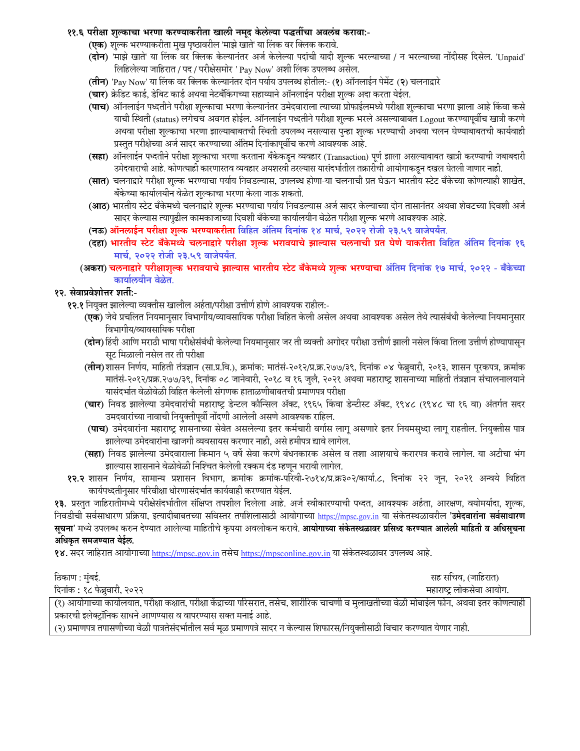**११.६ परीक्षा शुल्काचा भरणा करण्याकरीता खाली नमूद केलेल्या पद्धतींचा अवलंब करावा:-**

**(एक)** शुल्क भरण्याकरीता मुख पृष्ठावरील 'माझे खाते' या लिंक वर क्लिक करावे.

**(दोन)** 'माझे खाते' या लिंक वर क्लिक केल्यानंतर अर्ज केलेल्या पदांची यादी शुल्क भरल्याच्या / न भरल्याच्या नोंदीसह दिसेल. 'Unpaid' लिहिलेल्या जाहिरात / पद / परीक्षेसमोर ' Pay Now' अशी लिंक उपलब्ध असेल.

**(तीन)** 'Pay Now' या लिंक वर क्लिक केल्यानंतर दोन पर्याय उपलब्ध होतील:- (**१**) ऑनलाईन पेमेंट (**२**) चलनाद्वारे

**(चार)** क्रेडिट कार्ड, डेबिट कार्ड अथवा नेटबँकिंगच्या सहाय्याने ऑनलाईन परीक्षा शुल्क अदा करता येईल.

**(पाच)** ऑनलाईन पध्दतीने परीक्षा शुल्काचा भरणा केल्यानंतर उमेदवाराला त्याच्या प्रोफाईलमध्ये परीक्षा शुल्काचा भरणा झाला आहे किंवा कसे याची स्थिती (status) लगेचच अवगत होईल. ऑनलाईन पध्दतीने परीक्षा शुल्क भरले असल्याबाबत Logout करण्यापूर्वीच खात्री करणे अथवा परीक्षा शुल्काचा भरणा झाल्याबाबतची स्थिती उपलब्ध नसल्यास पुन्हा शुल्क भरण्याची अथवा चलन घेण्याबाबतची कार्यवाही प्रस्तुत परीक्षेच्या अर्ज सादर करण्याच्या अंतिम दिनांकापूर्वीच करणे आवश्यक आहे.

**(सहा)** ऑनलाईन पध्दतीने परीक्षा शुल्काचा भरणा करताना बँकेकडून व्यवहार (Transaction) पूर्ण झाला असल्याबाबत खात्री करण्याची जबाबदारी उमेदवाराची आहे. कोणत्याही कारणास्तव व्यवहार अयशस्वी ठरल्यास यासंदर्भातील तक्रारीची आयोगाकडून दखल घेतली जाणार नाही.

**(सात)** चलनाद्वारे परीक्षा शुल्क भरण्याचा पर्याय निवडल्यास, उपलब्ध होणा-या चलनाची प्रत घेऊन भारतीय स्टेट बँकेच्या कोणत्याही शाखेत, बँकेच्या कार्यालयीन वेळेत शुल्काचा भरणा केला जाऊ शकतो.

**(आठ)** भारतीय स्टेट बँकेमध्ये चलनाद्वारे शुल्क भरण्याचा पर्याय निवडल्यास अर्ज सादर केल्याच्या दोन तासानंतर अथवा शेवटच्या दिवशी अर्ज सादर केल्यास त्यापुढील कामकाजाच्या दिवशी बँकेच्या कार्यालयीन वेळेत परीक्षा शुल्क भरणे आवश्यक आहे.

**(नऊ) ऑनलाईन परीक्षा शुल्क भरण्याकरीता विहित अंतिम दिनांक १४ मार्च, २०२२ रोजी २३.५९ वाजेपर्यंत.**

**(दहा) भारतीय स्टेट बँकेमध्ये चलनाद्वारे परीक्षा शुल्क भरावयाचे झाल्यास चलनाची प्रत घेणे याकरीता विहित अंतिम दिनांक १६ मार्च, २०२२ रोजी २३.५९ वाजेपर्यंत.**

**(अकरा) चलनाद्वारे परीक्षाशुल्क भरावयाचे झाल्यास भारतीय स्टेट बँकेमध्ये शुल्क भरण्याचा अंतिम दिनांक १७ मार्च, २०२२ - बँकेच्या कार्यालयीन वेळेत.**

**१२. सेवाप्रवेशोत्तर शर्ती:-**

**१२.१** नियुक्त झालेल्या व्यक्तीस खालील अर्हता/परीक्षा उत्तीर्ण होणे आवश्यक राहील:-

**(एक)** जेथे प्रचलित नियमानुसार विभागीय/व्यावसायिक परीक्षा विहित केली असेल अथवा आवश्यक असेल तेथे त्यासंबंधी केलेल्या नियमानुसार विभागीय/व्यावसायिक परीक्षा

**(दोन)** हिंदी आणि मराठी भाषा परीक्षेसंबंधी केलेल्या नियमानुसार जर ती व्यक्ती अगोदर परीक्षा उत्तीर्ण झाली नसेल किंवा तिला उत्तीर्ण होण्यापासून सूट मिळाली नसेल तर ती परीक्षा

**(तीन)** शासन निर्णय, माहिती तंत्रज्ञान (सा.प्र.वि.), क्रमांक: मातंसं-२०१२/प्र.क्र.२७७/३९, दिनांक ०४ फेब्रुवारी, २०१३, शासन पूरकपत्र, क्रमांक मातंसं-२०१२/प्रक्र.२७७/३९, दिनांक ०८ जानेवारी, २०१८ व १६ जुलै, २०२१ अथवा महाराष्ट्र शासनाच्या माहिती तंत्रज्ञान संचालनालयाने यासंदर्भात वेळोवेळी विहित केलेली संगणक हाताळणीबाबतची प्रमाणपत्र परीक्षा

**(चार)** निवड झालेल्या उमेदवारांची महाराष्ट्र डेन्टल कौन्सिल ॲक्ट, १९६५ किंवा डेन्टीस्ट ॲक्ट, १९४८ (१९४८ चा १६ वा) अंतर्गत सदर उमदवारांच्या नावाची नियुक्तीपूर्वी नोंदणी आलेली असणे आवश्यक राहिल.

**(पाच)** उमेदवारांना महाराष्ट्र शासनाच्या सेवेत असलेल्या इतर कर्मचारी वर्गास लागू असणारे इतर नियमसुध्दा लागू राहतील. नियुक्तीस पात्र झालेल्या उमेदवारांना खाजगी व्यवसायस करणार नाही, असे हमीपत्र द्यावे लागेल.

**(सहा)** निवड झालेल्या उमेदवाराला किमान ५ वर्षे सेवा करणे बंधनकारक असेल व तशा आशयाचे करारपत्र करावे लागेल. या अटीचा भंग झाल्यास शासनाने वेळोवेळी निश्चित केलेली रक्कम दंड म्हणून भरावी लागेल.

**१२.२** शासन निर्णय, सामान्य प्रशासन विभाग, क्रमांक क्रमांक-परिवी-२७१४/प्र.क्र३०२/कार्या.८, दिनांक २२ जून, २०२१ अन्वये विहित कार्यपध्दतीनुसार परिवीक्षा धोरणासंदर्भात कार्यवाही करण्यात येईल.

**१३.** प्रस्तुत जाहिरातीमध्ये परीक्षेसंदर्भातील संक्षिप्त तपशील दिलेला आहे. अर्ज स्वीकारण्याची पध्दत, आवश्यक अर्हता, आरक्षण, वयोमर्यादा, शुल्क, निवडीची सर्वसाधारण प्रक्रिया, इत्यादीबाबतच्या सविस्तर तपशिलासाठी आयोगाच्या https://mpsc.gov.in या संकेतस्थळावरील **'उमेदवारांना सर्वसाधारण सूचना'** मध्ये उपलब्ध करुन देण्यात आलेल्या माहितीचे कृपया अवलोकन करावे. **आयोगाच्या संकेतस्थळावर प्रसिध्द करण्यात आलेली माहिती व अधिसूचना अधिकृत समजण्यात येईल.**

**१४.** सदर जाहिरात आयोगाच्या https://mpsc.gov.in तसेच https://mpsconline.gov.in या संकेतस्थळावर उपलब्ध आहे.

ठिकाण : मुंबई.
दिनांक : १८ फेब्रुवारी, २०२२

सह सचिव, (जाहिरात)
महाराष्ट्र लोकसेवा आयोग.

(१) आयोगाच्या कार्यालयात, परीक्षा कक्षात, परीक्षा केंद्राच्या परिसरात, तसेच, शारीरिक चाचणी व मुलाखतीच्या वेळी मोबाईल फोन, अथवा इतर कोणत्याही प्रकारची इलेक्ट्रॉनिक साधने आणण्यास व वापरण्यास सक्त मनाई आहे.

(२) प्रमाणपत्र तपासणीच्या वेळी पात्रतेसंदर्भातील सर्व मूळ प्रमाणपत्रे सादर न केल्यास शिफारस/नियुक्तीसाठी विचार करण्यात येणार नाही.